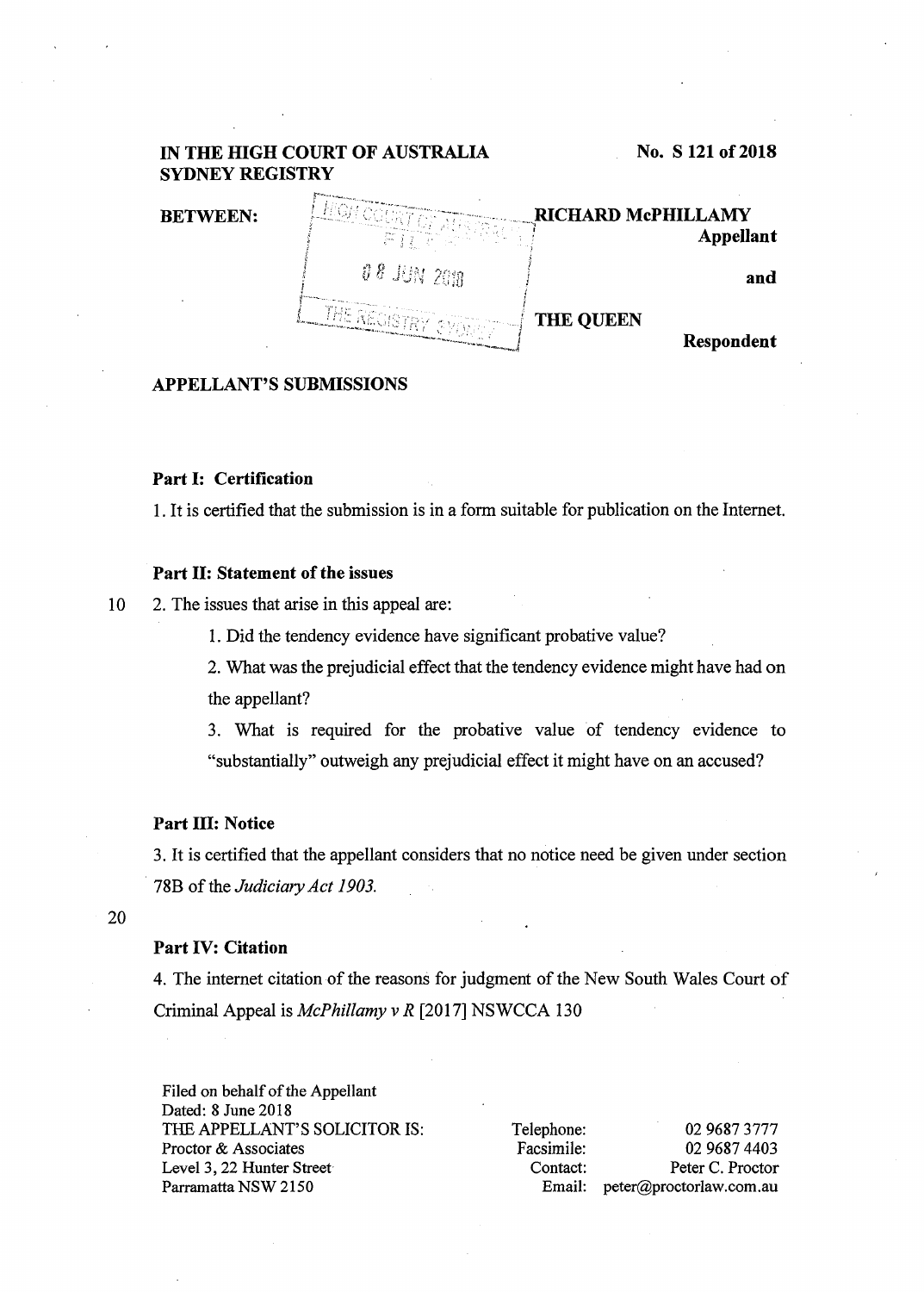**IN THE HIGH COURT OF AUSTRALIA**
**SYDNEY REGISTRY**

**No. S 121 of 2018**

**BETWEEN:**

**RICHARD McPHILLAMY**
**Appellant**

**and**

**THE QUEEN**
**Respondent**

HIGH COURT OF AUSTRALIA
FILED
08 JUN 2018
THE REGISTRY SYDNEY

## APPELLANT'S SUBMISSIONS

### Part I: Certification

1. It is certified that the submission is in a form suitable for publication on the Internet.

### Part II: Statement of the issues

2. The issues that arise in this appeal are:

   1. Did the tendency evidence have significant probative value?

   2. What was the prejudicial effect that the tendency evidence might have had on the appellant?

   3. What is required for the probative value of tendency evidence to "substantially" outweigh any prejudicial effect it might have on an accused?

### Part III: Notice

3. It is certified that the appellant considers that no notice need be given under section 78B of the *Judiciary Act 1903.*

### Part IV: Citation

4. The internet citation of the reasons for judgment of the New South Wales Court of Criminal Appeal is *McPhillamy v R* [2017] NSWCCA 130

Filed on behalf of the Appellant
Dated: 8 June 2018
THE APPELLANT'S SOLICITOR IS:
Proctor & Associates
Level 3, 22 Hunter Street
Parramatta NSW 2150

Telephone: 02 9687 3777
Facsimile: 02 9687 4403
Contact: Peter C. Proctor
Email: peter@proctorlaw.com.au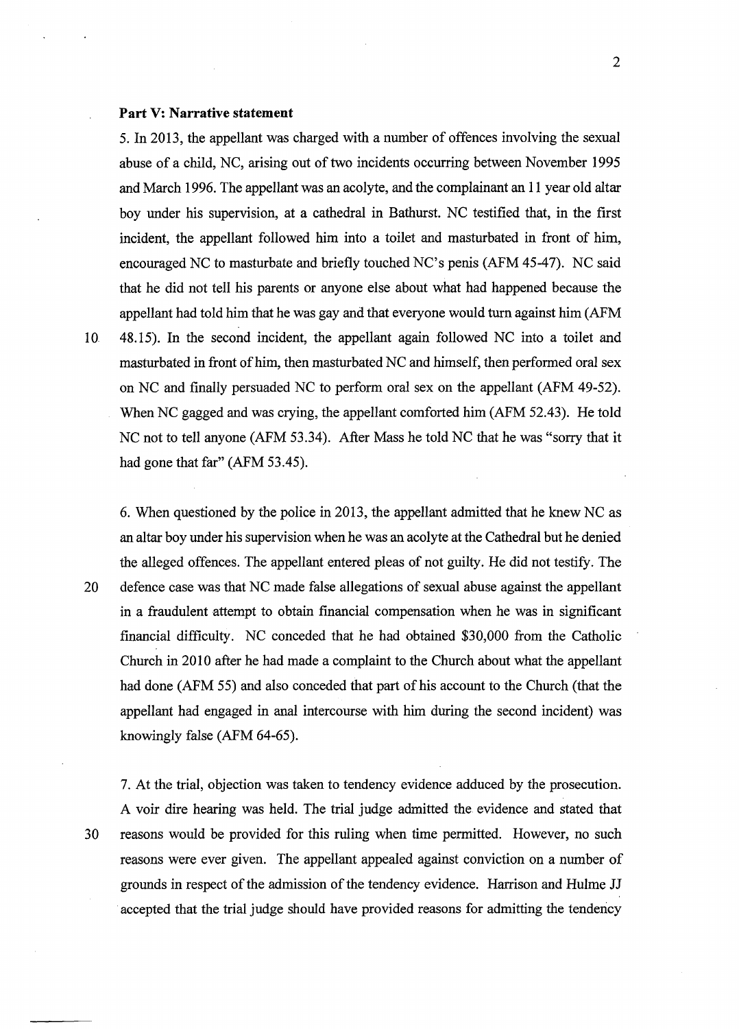**Part V: Narrative statement**

5. In 2013, the appellant was charged with a number of offences involving the sexual abuse of a child, NC, arising out of two incidents occurring between November 1995 and March 1996. The appellant was an acolyte, and the complainant an 11 year old altar boy under his supervision, at a cathedral in Bathurst. NC testified that, in the first incident, the appellant followed him into a toilet and masturbated in front of him, encouraged NC to masturbate and briefly touched NC's penis (AFM 45-47). NC said that he did not tell his parents or anyone else about what had happened because the appellant had told him that he was gay and that everyone would turn against him (AFM 48.15). In the second incident, the appellant again followed NC into a toilet and masturbated in front of him, then masturbated NC and himself, then performed oral sex on NC and finally persuaded NC to perform oral sex on the appellant (AFM 49-52). When NC gagged and was crying, the appellant comforted him (AFM 52.43). He told NC not to tell anyone (AFM 53.34). After Mass he told NC that he was "sorry that it had gone that far" (AFM 53.45).

6. When questioned by the police in 2013, the appellant admitted that he knew NC as an altar boy under his supervision when he was an acolyte at the Cathedral but he denied the alleged offences. The appellant entered pleas of not guilty. He did not testify. The defence case was that NC made false allegations of sexual abuse against the appellant in a fraudulent attempt to obtain financial compensation when he was in significant financial difficulty. NC conceded that he had obtained $30,000 from the Catholic Church in 2010 after he had made a complaint to the Church about what the appellant had done (AFM 55) and also conceded that part of his account to the Church (that the appellant had engaged in anal intercourse with him during the second incident) was knowingly false (AFM 64-65).

7. At the trial, objection was taken to tendency evidence adduced by the prosecution. A voir dire hearing was held. The trial judge admitted the evidence and stated that reasons would be provided for this ruling when time permitted. However, no such reasons were ever given. The appellant appealed against conviction on a number of grounds in respect of the admission of the tendency evidence. Harrison and Hulme JJ accepted that the trial judge should have provided reasons for admitting the tendency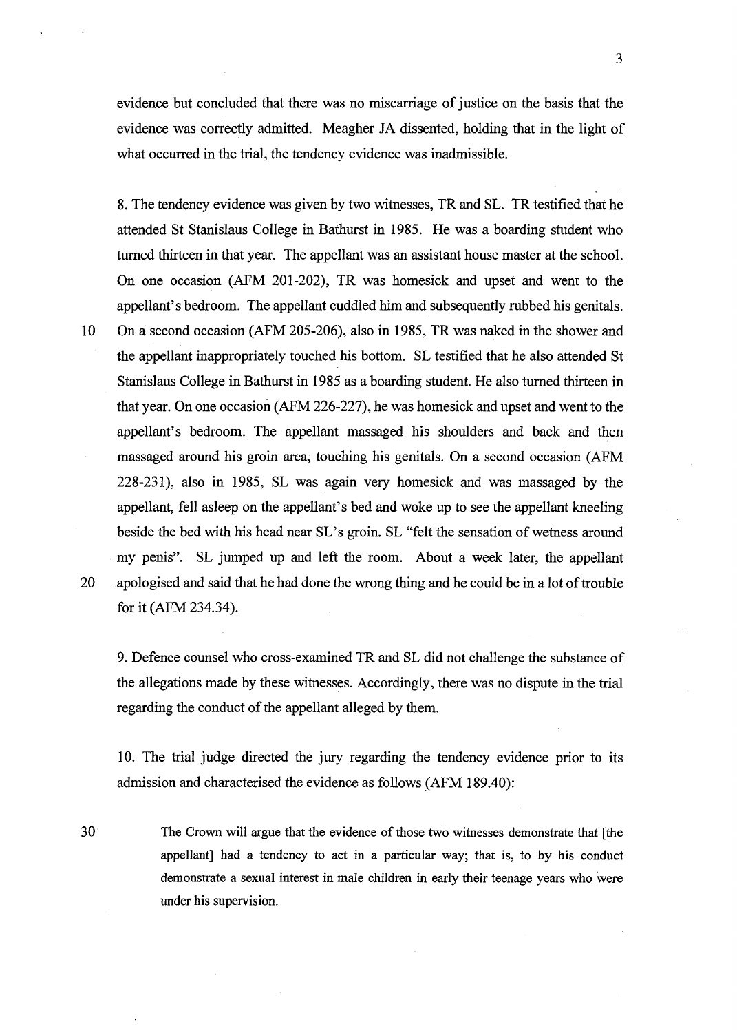evidence but concluded that there was no miscarriage of justice on the basis that the evidence was correctly admitted. Meagher JA dissented, holding that in the light of what occurred in the trial, the tendency evidence was inadmissible.

8. The tendency evidence was given by two witnesses, TR and SL. TR testified that he attended St Stanislaus College in Bathurst in 1985. He was a boarding student who turned thirteen in that year. The appellant was an assistant house master at the school. On one occasion (AFM 201-202), TR was homesick and upset and went to the appellant's bedroom. The appellant cuddled him and subsequently rubbed his genitals. On a second occasion (AFM 205-206), also in 1985, TR was naked in the shower and the appellant inappropriately touched his bottom. SL testified that he also attended St Stanislaus College in Bathurst in 1985 as a boarding student. He also turned thirteen in that year. On one occasion (AFM 226-227), he was homesick and upset and went to the appellant's bedroom. The appellant massaged his shoulders and back and then massaged around his groin area, touching his genitals. On a second occasion (AFM 228-231), also in 1985, SL was again very homesick and was massaged by the appellant, fell asleep on the appellant's bed and woke up to see the appellant kneeling beside the bed with his head near SL's groin. SL "felt the sensation of wetness around my penis". SL jumped up and left the room. About a week later, the appellant apologised and said that he had done the wrong thing and he could be in a lot of trouble for it (AFM 234.34).

9. Defence counsel who cross-examined TR and SL did not challenge the substance of the allegations made by these witnesses. Accordingly, there was no dispute in the trial regarding the conduct of the appellant alleged by them.

10. The trial judge directed the jury regarding the tendency evidence prior to its admission and characterised the evidence as follows (AFM 189.40):

> The Crown will argue that the evidence of those two witnesses demonstrate that [the appellant] had a tendency to act in a particular way; that is, to by his conduct demonstrate a sexual interest in male children in early their teenage years who were under his supervision.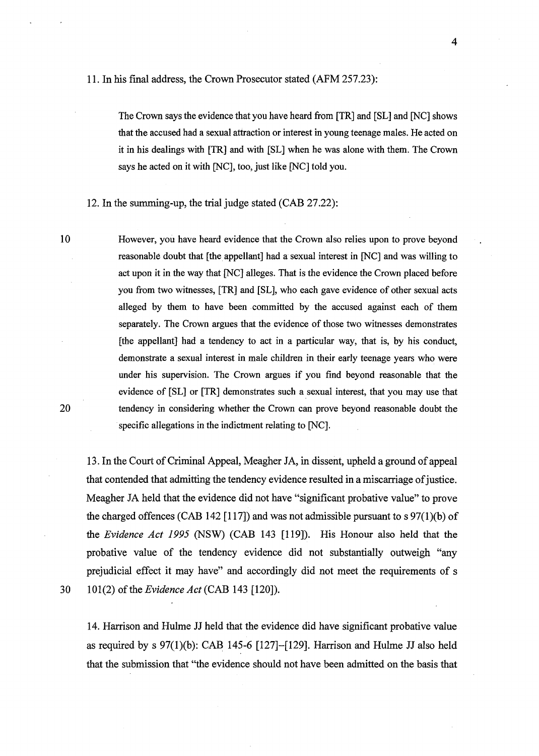11. In his final address, the Crown Prosecutor stated (AFM 257.23):

> The Crown says the evidence that you have heard from [TR] and [SL] and [NC] shows that the accused had a sexual attraction or interest in young teenage males. He acted on it in his dealings with [TR] and with [SL] when he was alone with them. The Crown says he acted on it with [NC], too, just like [NC] told you.

12. In the summing-up, the trial judge stated (CAB 27.22):

> However, you have heard evidence that the Crown also relies upon to prove beyond reasonable doubt that [the appellant] had a sexual interest in [NC] and was willing to act upon it in the way that [NC] alleges. That is the evidence the Crown placed before you from two witnesses, [TR] and [SL], who each gave evidence of other sexual acts alleged by them to have been committed by the accused against each of them separately. The Crown argues that the evidence of those two witnesses demonstrates [the appellant] had a tendency to act in a particular way, that is, by his conduct, demonstrate a sexual interest in male children in their early teenage years who were under his supervision. The Crown argues if you find beyond reasonable that the evidence of [SL] or [TR] demonstrates such a sexual interest, that you may use that tendency in considering whether the Crown can prove beyond reasonable doubt the specific allegations in the indictment relating to [NC].

13. In the Court of Criminal Appeal, Meagher JA, in dissent, upheld a ground of appeal that contended that admitting the tendency evidence resulted in a miscarriage of justice. Meagher JA held that the evidence did not have "significant probative value" to prove the charged offences (CAB 142 [117]) and was not admissible pursuant to s 97(1)(b) of the *Evidence Act 1995* (NSW) (CAB 143 [119]). His Honour also held that the probative value of the tendency evidence did not substantially outweigh "any prejudicial effect it may have" and accordingly did not meet the requirements of s 101(2) of the *Evidence Act* (CAB 143 [120]).

14. Harrison and Hulme JJ held that the evidence did have significant probative value as required by s 97(1)(b): CAB 145-6 [127]–[129]. Harrison and Hulme JJ also held that the submission that "the evidence should not have been admitted on the basis that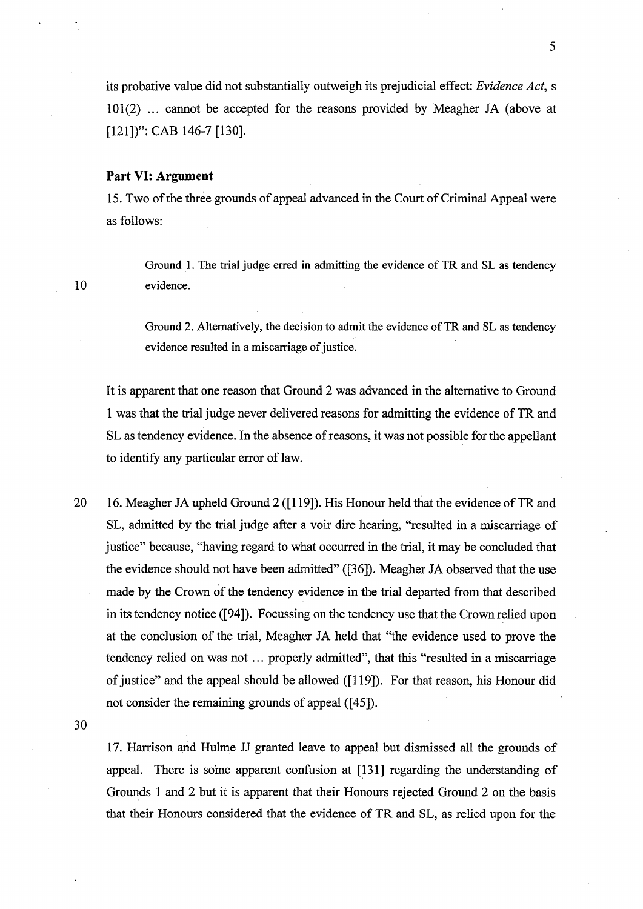its probative value did not substantially outweigh its prejudicial effect: *Evidence Act*, s 101(2) ... cannot be accepted for the reasons provided by Meagher JA (above at [121])": CAB 146-7 [130].

**Part VI: Argument**

15. Two of the three grounds of appeal advanced in the Court of Criminal Appeal were as follows:

> Ground 1. The trial judge erred in admitting the evidence of TR and SL as tendency evidence.
>
> Ground 2. Alternatively, the decision to admit the evidence of TR and SL as tendency evidence resulted in a miscarriage of justice.

It is apparent that one reason that Ground 2 was advanced in the alternative to Ground 1 was that the trial judge never delivered reasons for admitting the evidence of TR and SL as tendency evidence. In the absence of reasons, it was not possible for the appellant to identify any particular error of law.

16. Meagher JA upheld Ground 2 ([119]). His Honour held that the evidence of TR and SL, admitted by the trial judge after a voir dire hearing, "resulted in a miscarriage of justice" because, "having regard to what occurred in the trial, it may be concluded that the evidence should not have been admitted" ([36]). Meagher JA observed that the use made by the Crown of the tendency evidence in the trial departed from that described in its tendency notice ([94]). Focussing on the tendency use that the Crown relied upon at the conclusion of the trial, Meagher JA held that "the evidence used to prove the tendency relied on was not ... properly admitted", that this "resulted in a miscarriage of justice" and the appeal should be allowed ([119]). For that reason, his Honour did not consider the remaining grounds of appeal ([45]).

17. Harrison and Hulme JJ granted leave to appeal but dismissed all the grounds of appeal. There is some apparent confusion at [131] regarding the understanding of Grounds 1 and 2 but it is apparent that their Honours rejected Ground 2 on the basis that their Honours considered that the evidence of TR and SL, as relied upon for the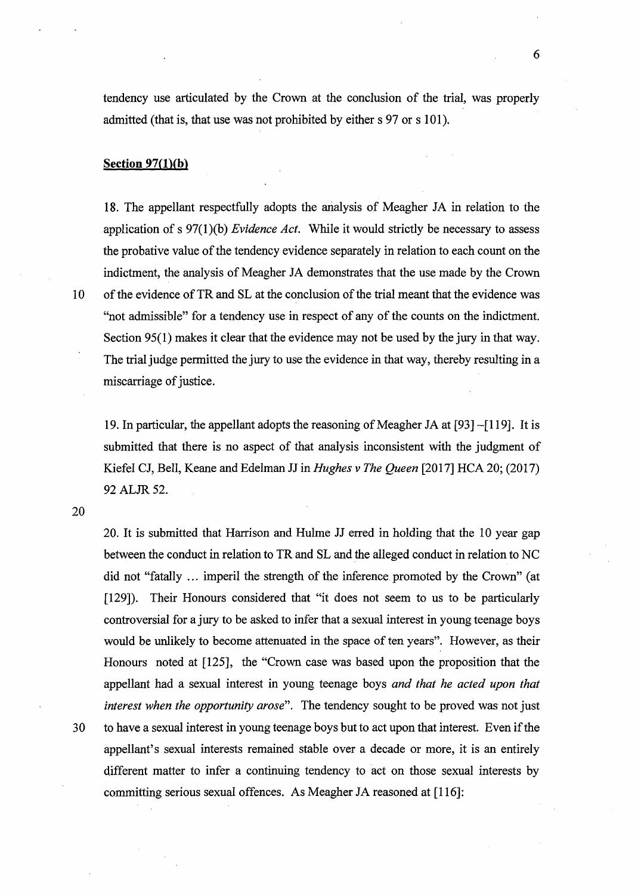tendency use articulated by the Crown at the conclusion of the trial, was properly admitted (that is, that use was not prohibited by either s 97 or s 101).

**Section 97(1)(b)**

18. The appellant respectfully adopts the analysis of Meagher JA in relation to the application of s 97(1)(b) *Evidence Act*. While it would strictly be necessary to assess the probative value of the tendency evidence separately in relation to each count on the indictment, the analysis of Meagher JA demonstrates that the use made by the Crown of the evidence of TR and SL at the conclusion of the trial meant that the evidence was "not admissible" for a tendency use in respect of any of the counts on the indictment. Section 95(1) makes it clear that the evidence may not be used by the jury in that way. The trial judge permitted the jury to use the evidence in that way, thereby resulting in a miscarriage of justice.

19. In particular, the appellant adopts the reasoning of Meagher JA at [93] –[119]. It is submitted that there is no aspect of that analysis inconsistent with the judgment of Kiefel CJ, Bell, Keane and Edelman JJ in *Hughes v The Queen* [2017] HCA 20; (2017) 92 ALJR 52.

20. It is submitted that Harrison and Hulme JJ erred in holding that the 10 year gap between the conduct in relation to TR and SL and the alleged conduct in relation to NC did not "fatally … imperil the strength of the inference promoted by the Crown" (at [129]). Their Honours considered that "it does not seem to us to be particularly controversial for a jury to be asked to infer that a sexual interest in young teenage boys would be unlikely to become attenuated in the space of ten years". However, as their Honours noted at [125], the "Crown case was based upon the proposition that the appellant had a sexual interest in young teenage boys *and that he acted upon that interest when the opportunity arose*". The tendency sought to be proved was not just to have a sexual interest in young teenage boys but to act upon that interest. Even if the appellant's sexual interests remained stable over a decade or more, it is an entirely different matter to infer a continuing tendency to act on those sexual interests by committing serious sexual offences. As Meagher JA reasoned at [116]: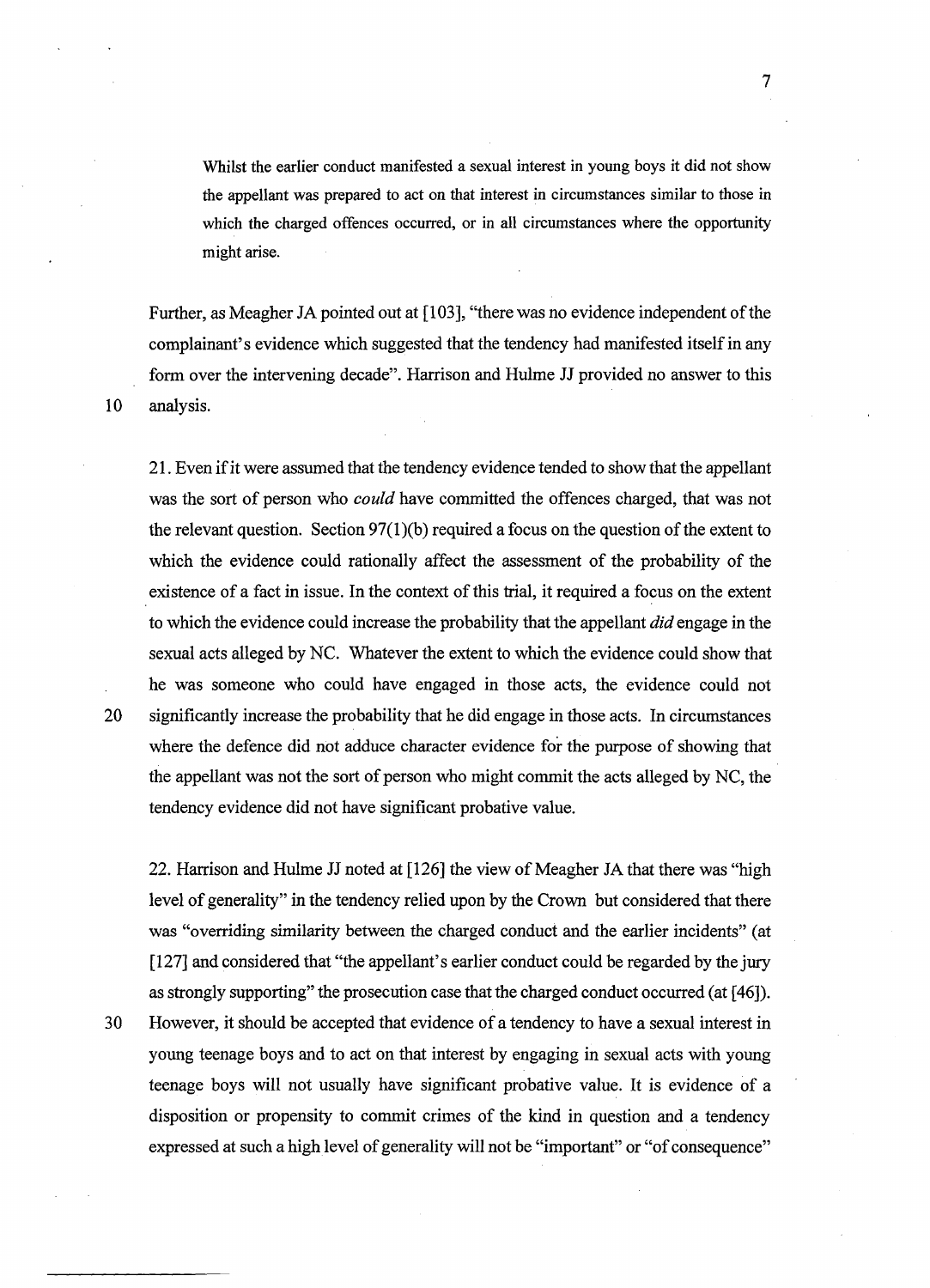> Whilst the earlier conduct manifested a sexual interest in young boys it did not show the appellant was prepared to act on that interest in circumstances similar to those in which the charged offences occurred, or in all circumstances where the opportunity might arise.

Further, as Meagher JA pointed out at [103], "there was no evidence independent of the complainant's evidence which suggested that the tendency had manifested itself in any form over the intervening decade". Harrison and Hulme JJ provided no answer to this analysis.

21. Even if it were assumed that the tendency evidence tended to show that the appellant was the sort of person who *could* have committed the offences charged, that was not the relevant question. Section 97(1)(b) required a focus on the question of the extent to which the evidence could rationally affect the assessment of the probability of the existence of a fact in issue. In the context of this trial, it required a focus on the extent to which the evidence could increase the probability that the appellant *did* engage in the sexual acts alleged by NC. Whatever the extent to which the evidence could show that he was someone who could have engaged in those acts, the evidence could not significantly increase the probability that he did engage in those acts. In circumstances where the defence did not adduce character evidence for the purpose of showing that the appellant was not the sort of person who might commit the acts alleged by NC, the tendency evidence did not have significant probative value.

22. Harrison and Hulme JJ noted at [126] the view of Meagher JA that there was "high level of generality" in the tendency relied upon by the Crown but considered that there was "overriding similarity between the charged conduct and the earlier incidents" (at [127] and considered that "the appellant's earlier conduct could be regarded by the jury as strongly supporting" the prosecution case that the charged conduct occurred (at [46]). However, it should be accepted that evidence of a tendency to have a sexual interest in young teenage boys and to act on that interest by engaging in sexual acts with young teenage boys will not usually have significant probative value. It is evidence of a disposition or propensity to commit crimes of the kind in question and a tendency expressed at such a high level of generality will not be "important" or "of consequence"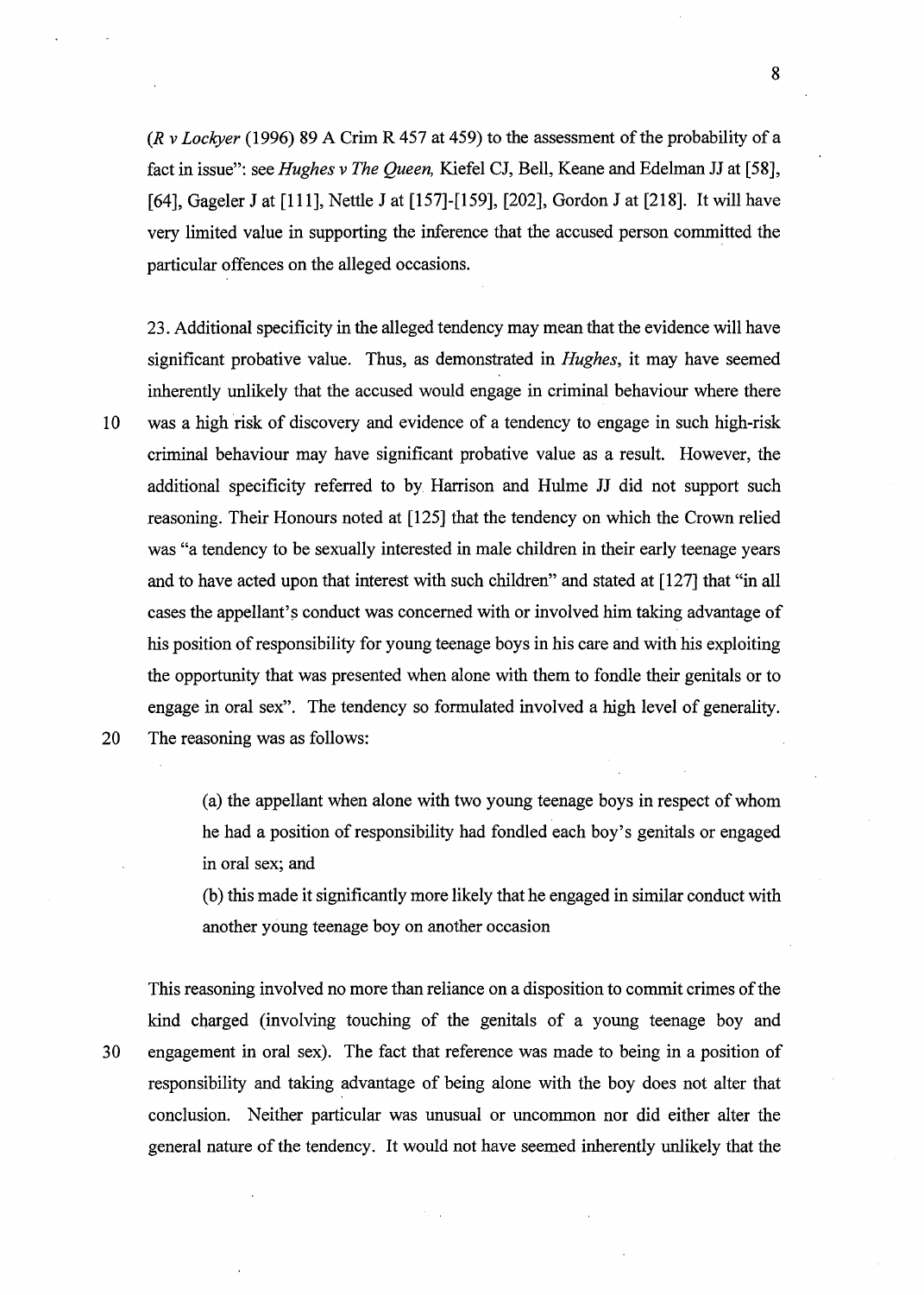(*R v Lockyer* (1996) 89 A Crim R 457 at 459) to the assessment of the probability of a fact in issue": see *Hughes v The Queen,* Kiefel CJ, Bell, Keane and Edelman JJ at [58], [64], Gageler J at [111], Nettle J at [157]-[159], [202], Gordon J at [218]. It will have very limited value in supporting the inference that the accused person committed the particular offences on the alleged occasions.

23. Additional specificity in the alleged tendency may mean that the evidence will have significant probative value. Thus, as demonstrated in *Hughes*, it may have seemed inherently unlikely that the accused would engage in criminal behaviour where there was a high risk of discovery and evidence of a tendency to engage in such high-risk criminal behaviour may have significant probative value as a result. However, the additional specificity referred to by Harrison and Hulme JJ did not support such reasoning. Their Honours noted at [125] that the tendency on which the Crown relied was "a tendency to be sexually interested in male children in their early teenage years and to have acted upon that interest with such children" and stated at [127] that "in all cases the appellant's conduct was concerned with or involved him taking advantage of his position of responsibility for young teenage boys in his care and with his exploiting the opportunity that was presented when alone with them to fondle their genitals or to engage in oral sex". The tendency so formulated involved a high level of generality. The reasoning was as follows:

> (a) the appellant when alone with two young teenage boys in respect of whom he had a position of responsibility had fondled each boy's genitals or engaged in oral sex; and
>
> (b) this made it significantly more likely that he engaged in similar conduct with another young teenage boy on another occasion

This reasoning involved no more than reliance on a disposition to commit crimes of the kind charged (involving touching of the genitals of a young teenage boy and engagement in oral sex). The fact that reference was made to being in a position of responsibility and taking advantage of being alone with the boy does not alter that conclusion. Neither particular was unusual or uncommon nor did either alter the general nature of the tendency. It would not have seemed inherently unlikely that the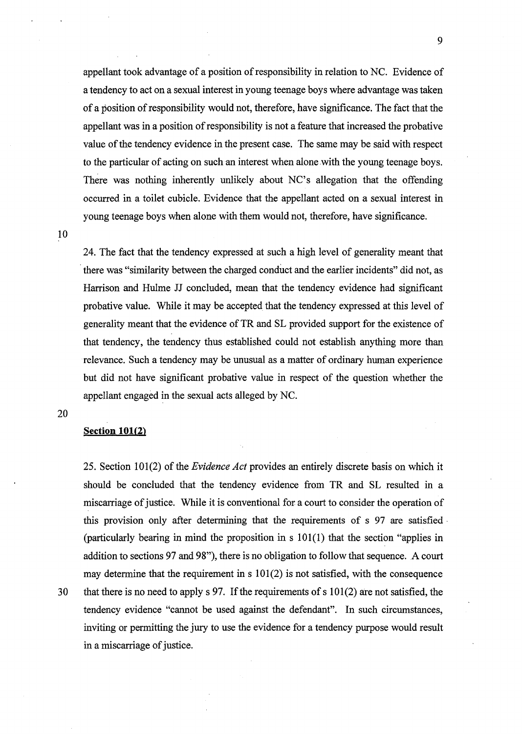appellant took advantage of a position of responsibility in relation to NC. Evidence of a tendency to act on a sexual interest in young teenage boys where advantage was taken of a position of responsibility would not, therefore, have significance. The fact that the appellant was in a position of responsibility is not a feature that increased the probative value of the tendency evidence in the present case. The same may be said with respect to the particular of acting on such an interest when alone with the young teenage boys. There was nothing inherently unlikely about NC's allegation that the offending occurred in a toilet cubicle. Evidence that the appellant acted on a sexual interest in young teenage boys when alone with them would not, therefore, have significance.

24. The fact that the tendency expressed at such a high level of generality meant that there was "similarity between the charged conduct and the earlier incidents" did not, as Harrison and Hulme JJ concluded, mean that the tendency evidence had significant probative value. While it may be accepted that the tendency expressed at this level of generality meant that the evidence of TR and SL provided support for the existence of that tendency, the tendency thus established could not establish anything more than relevance. Such a tendency may be unusual as a matter of ordinary human experience but did not have significant probative value in respect of the question whether the appellant engaged in the sexual acts alleged by NC.

**Section 101(2)**

25. Section 101(2) of the *Evidence Act* provides an entirely discrete basis on which it should be concluded that the tendency evidence from TR and SL resulted in a miscarriage of justice. While it is conventional for a court to consider the operation of this provision only after determining that the requirements of s 97 are satisfied (particularly bearing in mind the proposition in s 101(1) that the section "applies in addition to sections 97 and 98"), there is no obligation to follow that sequence. A court may determine that the requirement in s 101(2) is not satisfied, with the consequence that there is no need to apply s 97. If the requirements of s 101(2) are not satisfied, the tendency evidence "cannot be used against the defendant". In such circumstances, inviting or permitting the jury to use the evidence for a tendency purpose would result in a miscarriage of justice.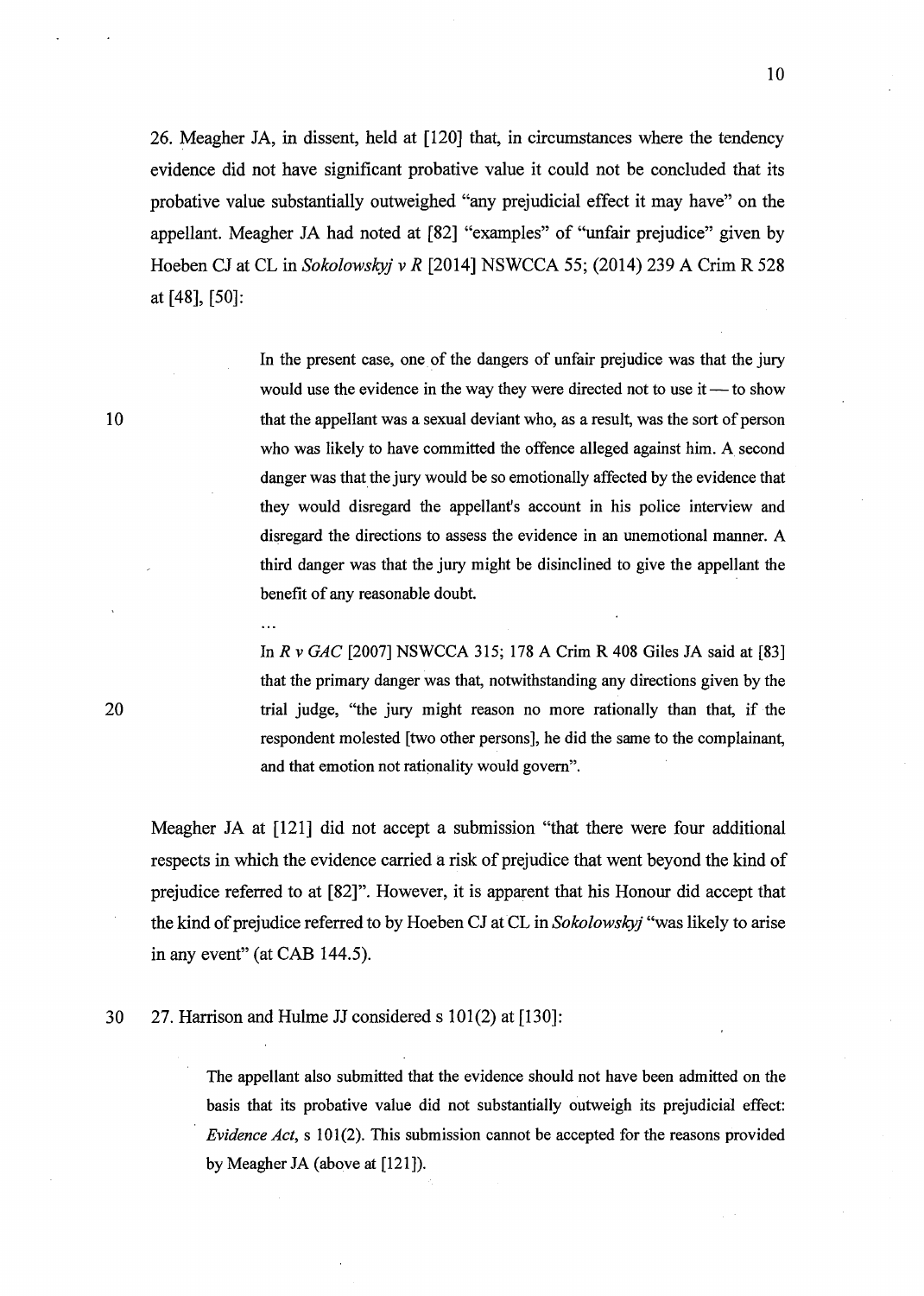26. Meagher JA, in dissent, held at [120] that, in circumstances where the tendency evidence did not have significant probative value it could not be concluded that its probative value substantially outweighed "any prejudicial effect it may have" on the appellant. Meagher JA had noted at [82] "examples" of "unfair prejudice" given by Hoeben CJ at CL in *Sokolowskyj v R* [2014] NSWCCA 55; (2014) 239 A Crim R 528 at [48], [50]:

> In the present case, one of the dangers of unfair prejudice was that the jury would use the evidence in the way they were directed not to use it — to show that the appellant was a sexual deviant who, as a result, was the sort of person who was likely to have committed the offence alleged against him. A second danger was that the jury would be so emotionally affected by the evidence that they would disregard the appellant's account in his police interview and disregard the directions to assess the evidence in an unemotional manner. A third danger was that the jury might be disinclined to give the appellant the benefit of any reasonable doubt.
>
> ...
>
> In *R v GAC* [2007] NSWCCA 315; 178 A Crim R 408 Giles JA said at [83] that the primary danger was that, notwithstanding any directions given by the trial judge, "the jury might reason no more rationally than that, if the respondent molested [two other persons], he did the same to the complainant, and that emotion not rationality would govern".

Meagher JA at [121] did not accept a submission "that there were four additional respects in which the evidence carried a risk of prejudice that went beyond the kind of prejudice referred to at [82]". However, it is apparent that his Honour did accept that the kind of prejudice referred to by Hoeben CJ at CL in *Sokolowskyj* "was likely to arise in any event" (at CAB 144.5).

27. Harrison and Hulme JJ considered s 101(2) at [130]:

> The appellant also submitted that the evidence should not have been admitted on the basis that its probative value did not substantially outweigh its prejudicial effect: *Evidence Act*, s 101(2). This submission cannot be accepted for the reasons provided by Meagher JA (above at [121]).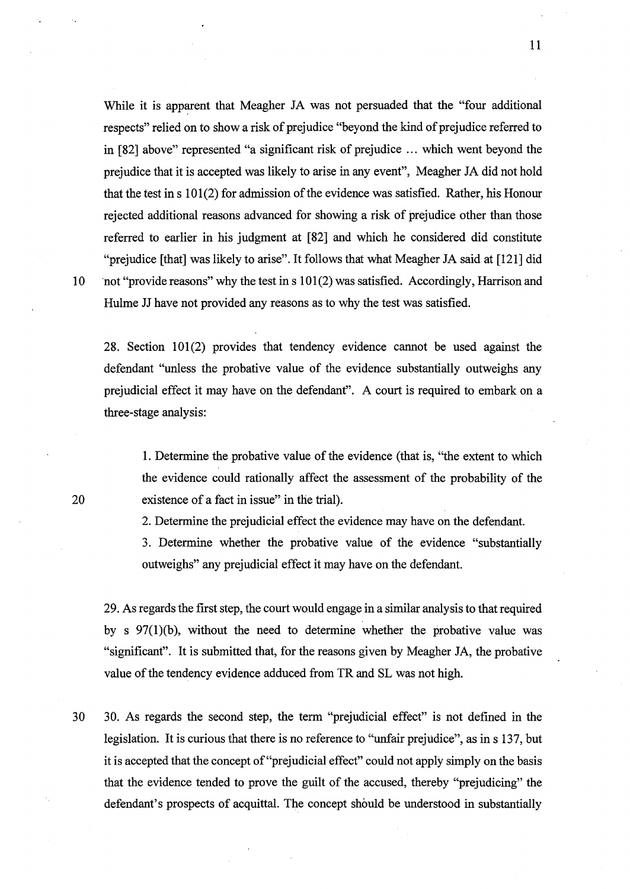While it is apparent that Meagher JA was not persuaded that the "four additional respects" relied on to show a risk of prejudice "beyond the kind of prejudice referred to in [82] above" represented "a significant risk of prejudice … which went beyond the prejudice that it is accepted was likely to arise in any event", Meagher JA did not hold that the test in s 101(2) for admission of the evidence was satisfied. Rather, his Honour rejected additional reasons advanced for showing a risk of prejudice other than those referred to earlier in his judgment at [82] and which he considered did constitute "prejudice [that] was likely to arise". It follows that what Meagher JA said at [121] did not "provide reasons" why the test in s 101(2) was satisfied. Accordingly, Harrison and Hulme JJ have not provided any reasons as to why the test was satisfied.

28. Section 101(2) provides that tendency evidence cannot be used against the defendant "unless the probative value of the evidence substantially outweighs any prejudicial effect it may have on the defendant". A court is required to embark on a three-stage analysis:

> 1. Determine the probative value of the evidence (that is, "the extent to which the evidence could rationally affect the assessment of the probability of the existence of a fact in issue" in the trial).
> 2. Determine the prejudicial effect the evidence may have on the defendant.
> 3. Determine whether the probative value of the evidence "substantially outweighs" any prejudicial effect it may have on the defendant.

29. As regards the first step, the court would engage in a similar analysis to that required by s 97(1)(b), without the need to determine whether the probative value was "significant". It is submitted that, for the reasons given by Meagher JA, the probative value of the tendency evidence adduced from TR and SL was not high.

30. As regards the second step, the term "prejudicial effect" is not defined in the legislation. It is curious that there is no reference to "unfair prejudice", as in s 137, but it is accepted that the concept of "prejudicial effect" could not apply simply on the basis that the evidence tended to prove the guilt of the accused, thereby "prejudicing" the defendant's prospects of acquittal. The concept should be understood in substantially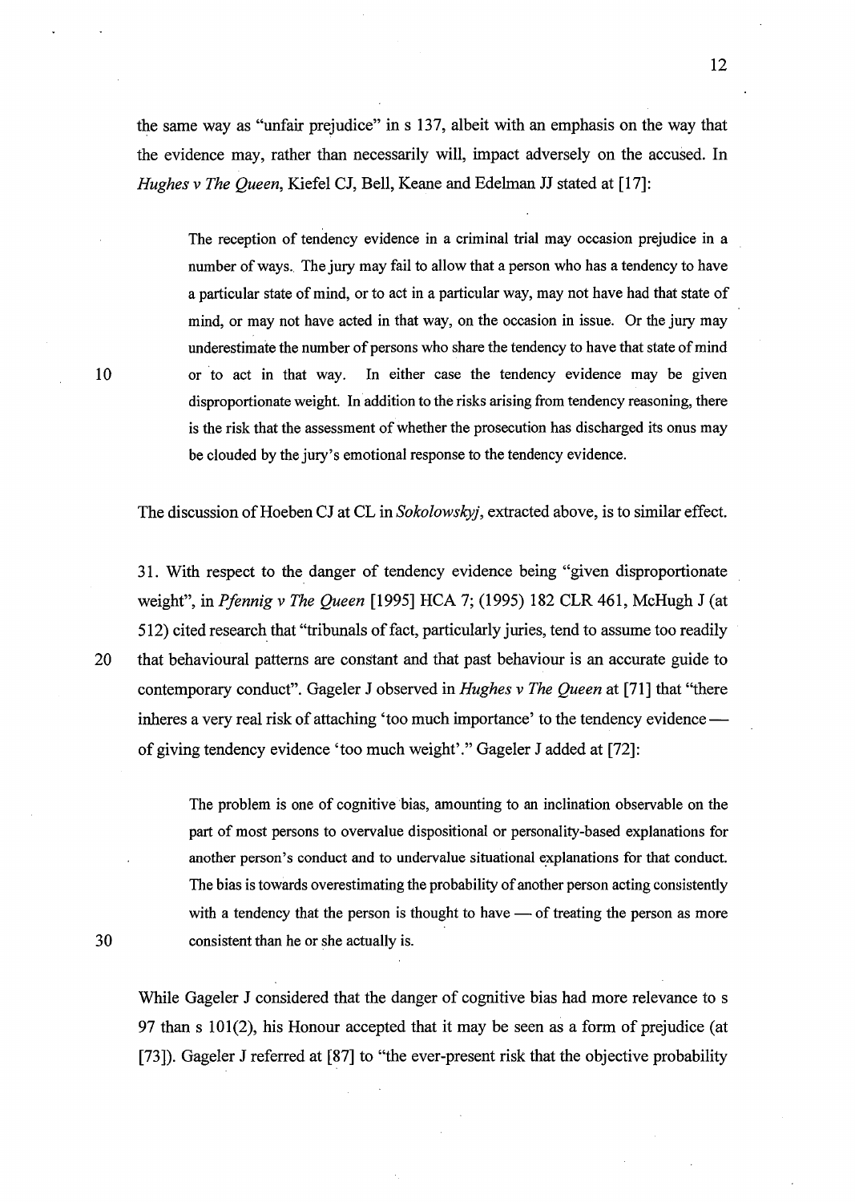the same way as "unfair prejudice" in s 137, albeit with an emphasis on the way that the evidence may, rather than necessarily will, impact adversely on the accused. In *Hughes v The Queen*, Kiefel CJ, Bell, Keane and Edelman JJ stated at [17]:

> The reception of tendency evidence in a criminal trial may occasion prejudice in a number of ways. The jury may fail to allow that a person who has a tendency to have a particular state of mind, or to act in a particular way, may not have had that state of mind, or may not have acted in that way, on the occasion in issue. Or the jury may underestimate the number of persons who share the tendency to have that state of mind or to act in that way. In either case the tendency evidence may be given disproportionate weight. In addition to the risks arising from tendency reasoning, there is the risk that the assessment of whether the prosecution has discharged its onus may be clouded by the jury's emotional response to the tendency evidence.

The discussion of Hoeben CJ at CL in *Sokolowskyj*, extracted above, is to similar effect.

31. With respect to the danger of tendency evidence being "given disproportionate weight", in *Pfennig v The Queen* [1995] HCA 7; (1995) 182 CLR 461, McHugh J (at 512) cited research that "tribunals of fact, particularly juries, tend to assume too readily that behavioural patterns are constant and that past behaviour is an accurate guide to contemporary conduct". Gageler J observed in *Hughes v The Queen* at [71] that "there inheres a very real risk of attaching 'too much importance' to the tendency evidence — of giving tendency evidence 'too much weight'." Gageler J added at [72]:

> The problem is one of cognitive bias, amounting to an inclination observable on the part of most persons to overvalue dispositional or personality-based explanations for another person's conduct and to undervalue situational explanations for that conduct. The bias is towards overestimating the probability of another person acting consistently with a tendency that the person is thought to have — of treating the person as more consistent than he or she actually is.

While Gageler J considered that the danger of cognitive bias had more relevance to s 97 than s 101(2), his Honour accepted that it may be seen as a form of prejudice (at [73]). Gageler J referred at [87] to "the ever-present risk that the objective probability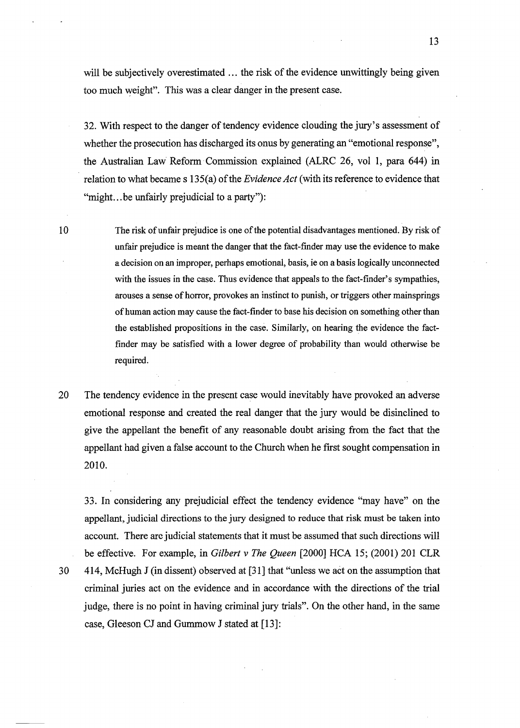will be subjectively overestimated ... the risk of the evidence unwittingly being given too much weight". This was a clear danger in the present case.

32. With respect to the danger of tendency evidence clouding the jury's assessment of whether the prosecution has discharged its onus by generating an "emotional response", the Australian Law Reform Commission explained (ALRC 26, vol 1, para 644) in relation to what became s 135(a) of the *Evidence Act* (with its reference to evidence that "might...be unfairly prejudicial to a party"):

> The risk of unfair prejudice is one of the potential disadvantages mentioned. By risk of unfair prejudice is meant the danger that the fact-finder may use the evidence to make a decision on an improper, perhaps emotional, basis, ie on a basis logically unconnected with the issues in the case. Thus evidence that appeals to the fact-finder's sympathies, arouses a sense of horror, provokes an instinct to punish, or triggers other mainsprings of human action may cause the fact-finder to base his decision on something other than the established propositions in the case. Similarly, on hearing the evidence the fact-finder may be satisfied with a lower degree of probability than would otherwise be required.

The tendency evidence in the present case would inevitably have provoked an adverse emotional response and created the real danger that the jury would be disinclined to give the appellant the benefit of any reasonable doubt arising from the fact that the appellant had given a false account to the Church when he first sought compensation in 2010.

33. In considering any prejudicial effect the tendency evidence "may have" on the appellant, judicial directions to the jury designed to reduce that risk must be taken into account. There are judicial statements that it must be assumed that such directions will be effective. For example, in *Gilbert v The Queen* [2000] HCA 15; (2001) 201 CLR 414, McHugh J (in dissent) observed at [31] that "unless we act on the assumption that criminal juries act on the evidence and in accordance with the directions of the trial judge, there is no point in having criminal jury trials". On the other hand, in the same case, Gleeson CJ and Gummow J stated at [13]: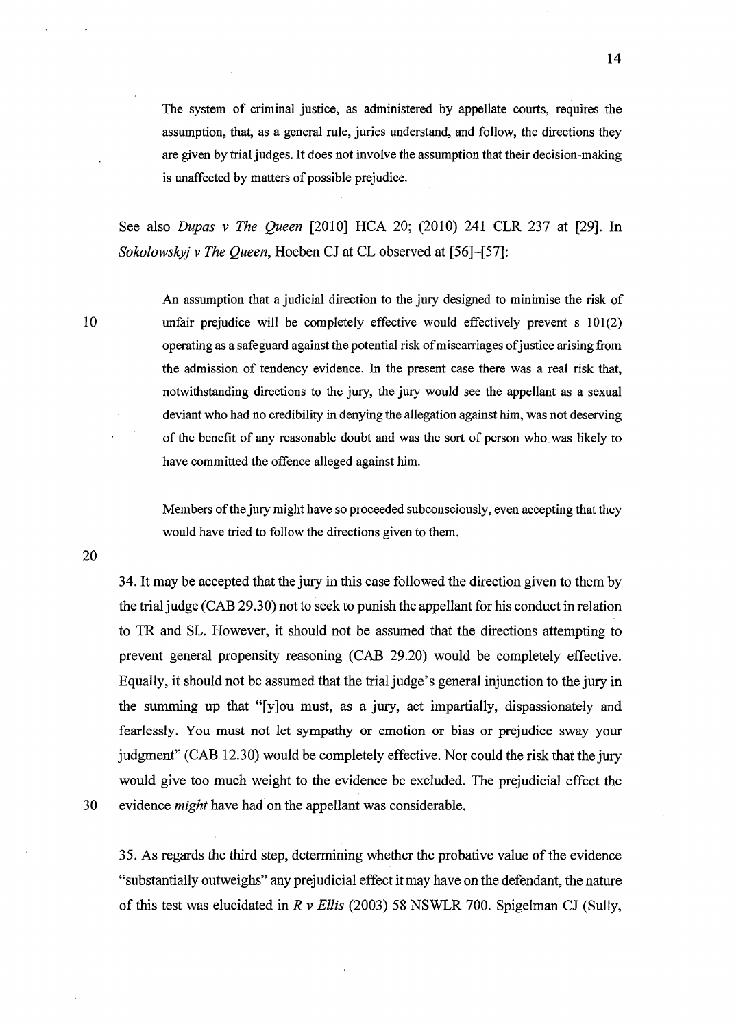> The system of criminal justice, as administered by appellate courts, requires the assumption, that, as a general rule, juries understand, and follow, the directions they are given by trial judges. It does not involve the assumption that their decision-making is unaffected by matters of possible prejudice.

See also *Dupas v The Queen* [2010] HCA 20; (2010) 241 CLR 237 at [29]. In *Sokolowskyj v The Queen*, Hoeben CJ at CL observed at [56]–[57]:

> An assumption that a judicial direction to the jury designed to minimise the risk of unfair prejudice will be completely effective would effectively prevent s 101(2) operating as a safeguard against the potential risk of miscarriages of justice arising from the admission of tendency evidence. In the present case there was a real risk that, notwithstanding directions to the jury, the jury would see the appellant as a sexual deviant who had no credibility in denying the allegation against him, was not deserving of the benefit of any reasonable doubt and was the sort of person who was likely to have committed the offence alleged against him.
>
> Members of the jury might have so proceeded subconsciously, even accepting that they would have tried to follow the directions given to them.

34. It may be accepted that the jury in this case followed the direction given to them by the trial judge (CAB 29.30) not to seek to punish the appellant for his conduct in relation to TR and SL. However, it should not be assumed that the directions attempting to prevent general propensity reasoning (CAB 29.20) would be completely effective. Equally, it should not be assumed that the trial judge's general injunction to the jury in the summing up that "[y]ou must, as a jury, act impartially, dispassionately and fearlessly. You must not let sympathy or emotion or bias or prejudice sway your judgment" (CAB 12.30) would be completely effective. Nor could the risk that the jury would give too much weight to the evidence be excluded. The prejudicial effect the evidence *might* have had on the appellant was considerable.

35. As regards the third step, determining whether the probative value of the evidence "substantially outweighs" any prejudicial effect it may have on the defendant, the nature of this test was elucidated in *R v Ellis* (2003) 58 NSWLR 700. Spigelman CJ (Sully,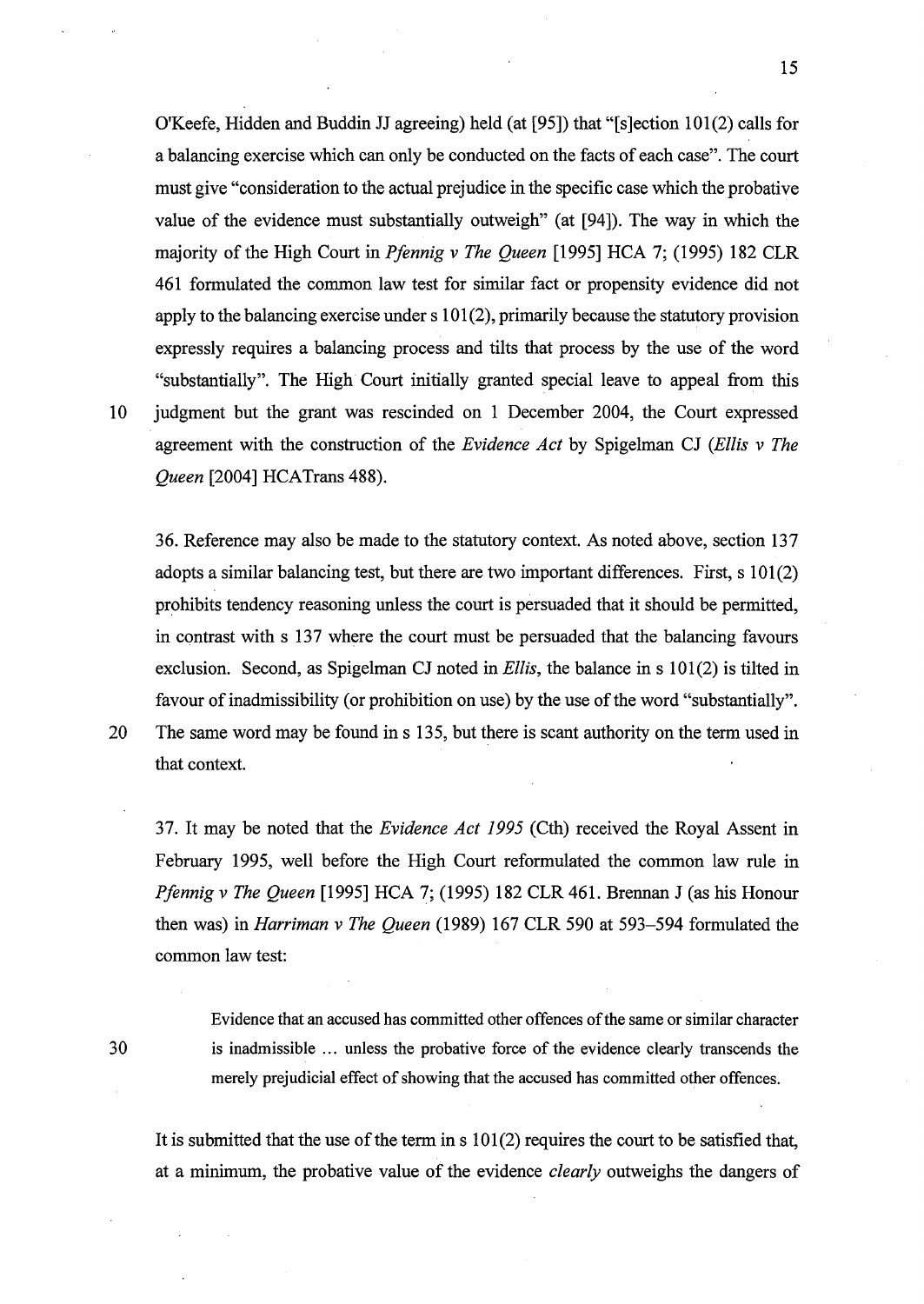O'Keefe, Hidden and Buddin JJ agreeing) held (at [95]) that "[s]ection 101(2) calls for a balancing exercise which can only be conducted on the facts of each case". The court must give "consideration to the actual prejudice in the specific case which the probative value of the evidence must substantially outweigh" (at [94]). The way in which the majority of the High Court in *Pfennig v The Queen* [1995] HCA 7; (1995) 182 CLR 461 formulated the common law test for similar fact or propensity evidence did not apply to the balancing exercise under s 101(2), primarily because the statutory provision expressly requires a balancing process and tilts that process by the use of the word "substantially". The High Court initially granted special leave to appeal from this judgment but the grant was rescinded on 1 December 2004, the Court expressed agreement with the construction of the *Evidence Act* by Spigelman CJ (*Ellis v The Queen* [2004] HCATrans 488).

36. Reference may also be made to the statutory context. As noted above, section 137 adopts a similar balancing test, but there are two important differences. First, s 101(2) prohibits tendency reasoning unless the court is persuaded that it should be permitted, in contrast with s 137 where the court must be persuaded that the balancing favours exclusion. Second, as Spigelman CJ noted in *Ellis*, the balance in s 101(2) is tilted in favour of inadmissibility (or prohibition on use) by the use of the word "substantially". The same word may be found in s 135, but there is scant authority on the term used in that context.

37. It may be noted that the *Evidence Act 1995* (Cth) received the Royal Assent in February 1995, well before the High Court reformulated the common law rule in *Pfennig v The Queen* [1995] HCA 7; (1995) 182 CLR 461. Brennan J (as his Honour then was) in *Harriman v The Queen* (1989) 167 CLR 590 at 593–594 formulated the common law test:

> Evidence that an accused has committed other offences of the same or similar character is inadmissible ... unless the probative force of the evidence clearly transcends the merely prejudicial effect of showing that the accused has committed other offences.

It is submitted that the use of the term in s 101(2) requires the court to be satisfied that, at a minimum, the probative value of the evidence *clearly* outweighs the dangers of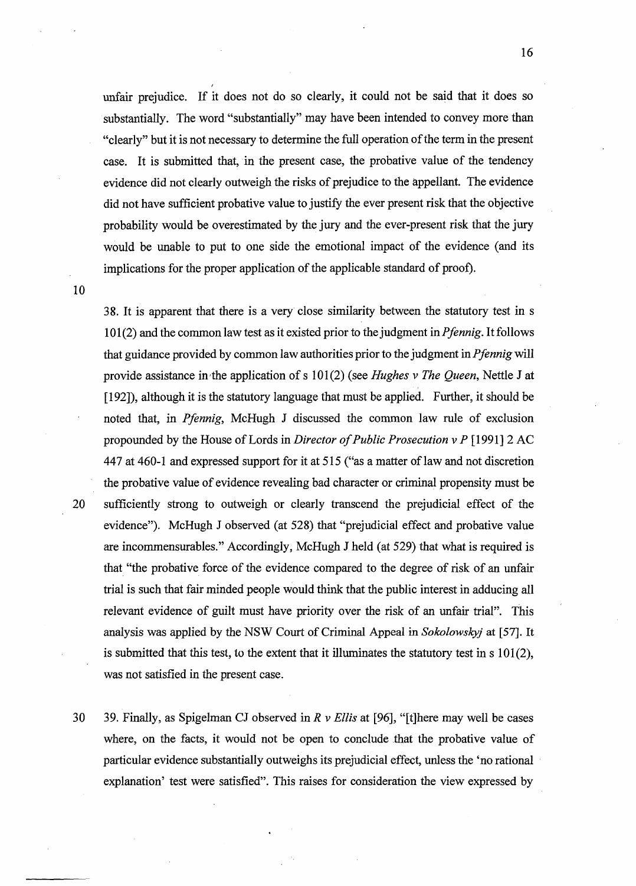unfair prejudice. If it does not do so clearly, it could not be said that it does so substantially. The word "substantially" may have been intended to convey more than "clearly" but it is not necessary to determine the full operation of the term in the present case. It is submitted that, in the present case, the probative value of the tendency evidence did not clearly outweigh the risks of prejudice to the appellant. The evidence did not have sufficient probative value to justify the ever present risk that the objective probability would be overestimated by the jury and the ever-present risk that the jury would be unable to put to one side the emotional impact of the evidence (and its implications for the proper application of the applicable standard of proof).

38. It is apparent that there is a very close similarity between the statutory test in s 101(2) and the common law test as it existed prior to the judgment in *Pfennig*. It follows that guidance provided by common law authorities prior to the judgment in *Pfennig* will provide assistance in the application of s 101(2) (see *Hughes v The Queen*, Nettle J at [192]), although it is the statutory language that must be applied. Further, it should be noted that, in *Pfennig*, McHugh J discussed the common law rule of exclusion propounded by the House of Lords in *Director of Public Prosecution v P* [1991] 2 AC 447 at 460-1 and expressed support for it at 515 ("as a matter of law and not discretion the probative value of evidence revealing bad character or criminal propensity must be sufficiently strong to outweigh or clearly transcend the prejudicial effect of the evidence"). McHugh J observed (at 528) that "prejudicial effect and probative value are incommensurables." Accordingly, McHugh J held (at 529) that what is required is that "the probative force of the evidence compared to the degree of risk of an unfair trial is such that fair minded people would think that the public interest in adducing all relevant evidence of guilt must have priority over the risk of an unfair trial". This analysis was applied by the NSW Court of Criminal Appeal in *Sokolowskyj* at [57]. It is submitted that this test, to the extent that it illuminates the statutory test in s 101(2), was not satisfied in the present case.

39. Finally, as Spigelman CJ observed in *R v Ellis* at [96], "[t]here may well be cases where, on the facts, it would not be open to conclude that the probative value of particular evidence substantially outweighs its prejudicial effect, unless the 'no rational explanation' test were satisfied". This raises for consideration the view expressed by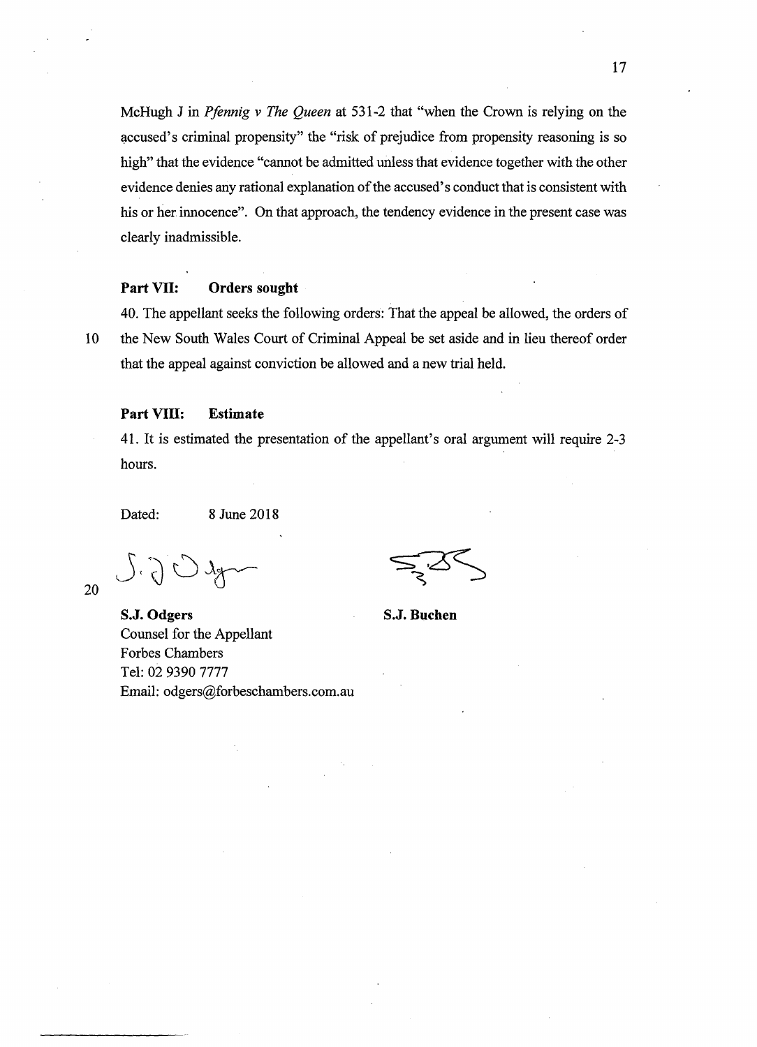McHugh J in *Pfennig v The Queen* at 531-2 that "when the Crown is relying on the accused's criminal propensity" the "risk of prejudice from propensity reasoning is so high" that the evidence "cannot be admitted unless that evidence together with the other evidence denies any rational explanation of the accused's conduct that is consistent with his or her innocence". On that approach, the tendency evidence in the present case was clearly inadmissible.

**Part VII: Orders sought**

40. The appellant seeks the following orders: That the appeal be allowed, the orders of the New South Wales Court of Criminal Appeal be set aside and in lieu thereof order that the appeal against conviction be allowed and a new trial held.

**Part VIII: Estimate**

41. It is estimated the presentation of the appellant's oral argument will require 2-3 hours.

Dated: 8 June 2018

**S.J. Odgers**
Counsel for the Appellant
Forbes Chambers
Tel: 02 9390 7777
Email: odgers@forbeschambers.com.au

**S.J. Buchen**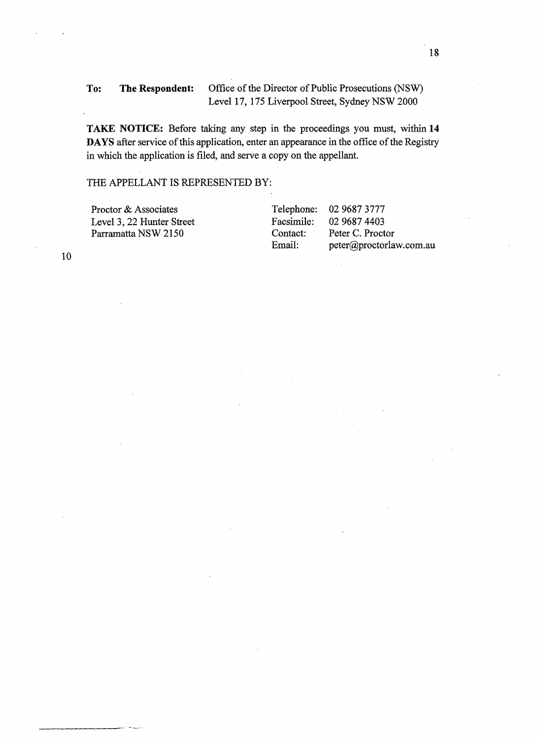**To:** **The Respondent:** Office of the Director of Public Prosecutions (NSW)
Level 17, 175 Liverpool Street, Sydney NSW 2000

**TAKE NOTICE:** Before taking any step in the proceedings you must, within **14 DAYS** after service of this application, enter an appearance in the office of the Registry in which the application is filed, and serve a copy on the appellant.

THE APPELLANT IS REPRESENTED BY:

| | | |
|---|---|---|
| Proctor & Associates | Telephone: | 02 9687 3777 |
| Level 3, 22 Hunter Street | Facsimile: | 02 9687 4403 |
| Parramatta NSW 2150 | Contact: | Peter C. Proctor |
| | Email: | peter@proctorlaw.com.au |

10